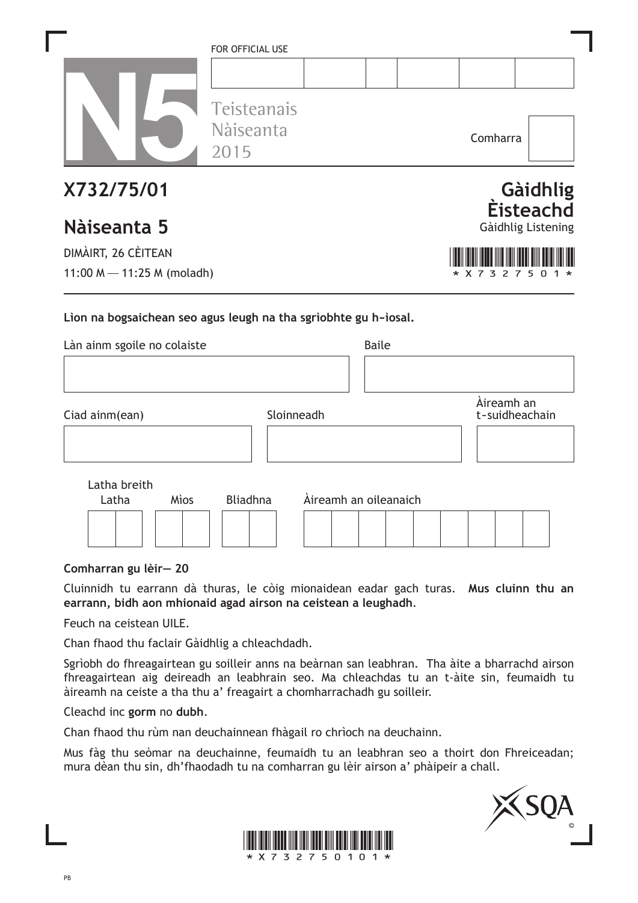FOR OFFICIAL USE

| | | | | | |
|---|---|---|---|---|---|
| | | | | | |

**N5** Teisteanais Nàiseanta 2015

Comharra

# X732/75/01

# Nàiseanta 5

DIMÀIRT, 26 CÈITEAN

11:00 M — 11:25 M (moladh)

## Gàidhlig Èisteachd

Gàidhlig Listening

*X732750 1*

**Lìon na bogsaichean seo agus leugh na tha sgrìobhte gu h-ìosal.**

| Làn ainm sgoile no colaiste | | Baile |
|---|---|---|
| | | |

| Ciad ainm(ean) | Sloinneadh | Àireamh an t-suidheachain |
|---|---|---|
| | | |

| Latha breith: Latha | Mìos | Bliadhna | Àireamh an oileanaich |
|---|---|---|---|
| | | | |

**Comharran gu lèir— 20**

Cluinnidh tu earrann dà thuras, le còig mionaidean eadar gach turas. **Mus cluinn thu an earrann, bidh aon mhionaid agad airson na ceistean a leughadh**.

Feuch na ceistean UILE.

Chan fhaod thu faclair Gàidhlig a chleachdadh.

Sgrìobh do fhreagairtean gu soilleir anns na beàrnan san leabhran. Tha àite a bharrachd airson fhreagairtean aig deireadh an leabhrain seo. Ma chleachdas tu an t-àite sin, feumaidh tu àireamh na ceiste a tha thu a' freagairt a chomharrachadh gu soilleir.

Cleachd inc **gorm** no **dubh**.

Chan fhaod thu rùm nan deuchainnean fhàgail ro chrìoch na deuchainn.

Mus fàg thu seòmar na deuchainne, feumaidh tu an leabhran seo a thoirt don Fhreiceadan; mura dèan thu sin, dh'fhaodadh tu na comharran gu lèir airson a' phàipeir a chall.

*X732750101*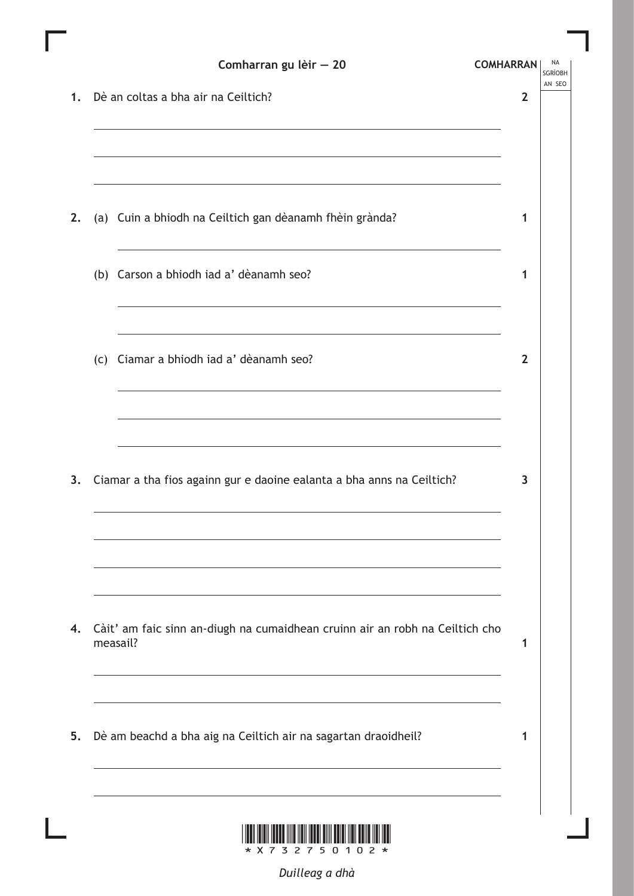**Comharran gu lèir — 20**

| | | COMHARRAN |
|---|---|---|
| 1. | Dè an coltas a bha air na Ceiltich? | 2 |
| 2. | (a) Cuin a bhiodh na Ceiltich gan dèanamh fhèin grànda? | 1 |
| | (b) Carson a bhiodh iad a' dèanamh seo? | 1 |
| | (c) Ciamar a bhiodh iad a' dèanamh seo? | 2 |
| 3. | Ciamar a tha fios againn gur e daoine ealanta a bha anns na Ceiltich? | 3 |
| 4. | Càit' am faic sinn an-diugh na cumaidhean cruinn air an robh na Ceiltich cho measail? | 1 |
| 5. | Dè am beachd a bha aig na Ceiltich air na sagartan draoidheil? | 1 |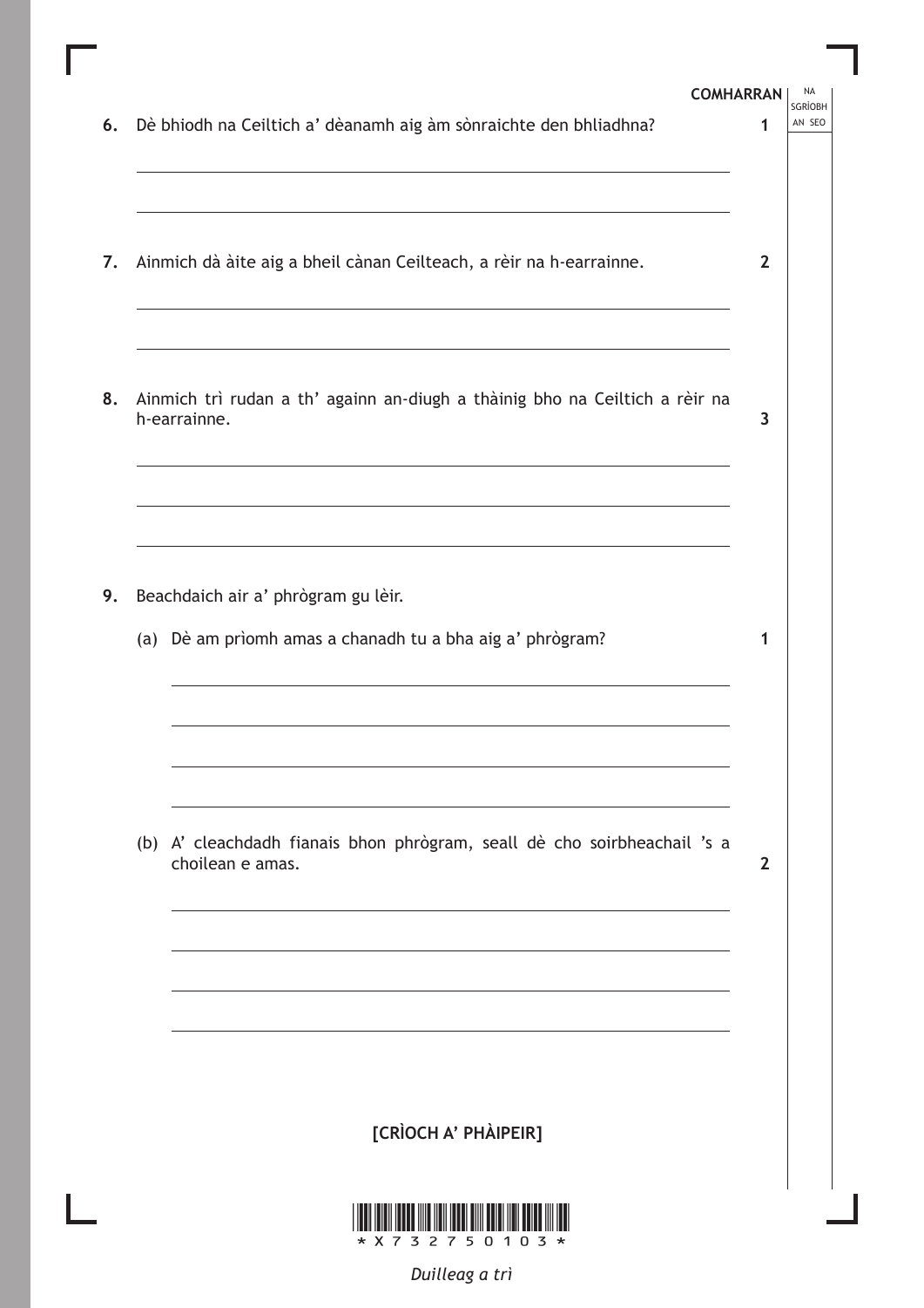COMHARRAN

6. Dè bhiodh na Ceiltich a' dèanamh aig àm sònraichte den bhliadhna? **1**

7. Ainmich dà àite aig a bheil cànan Ceilteach, a rèir na h-earrainne. **2**

8. Ainmich trì rudan a th' againn an-diugh a thàinig bho na Ceiltich a rèir na h-earrainne. **3**

9. Beachdaich air a' phrògram gu lèir.

   (a) Dè am prìomh amas a chanadh tu a bha aig a' phrògram? **1**

   (b) A' cleachdadh fianais bhon phrògram, seall dè cho soirbheachail 's a choilean e amas. **2**

**[CRÌOCH A' PHÀIPEIR]**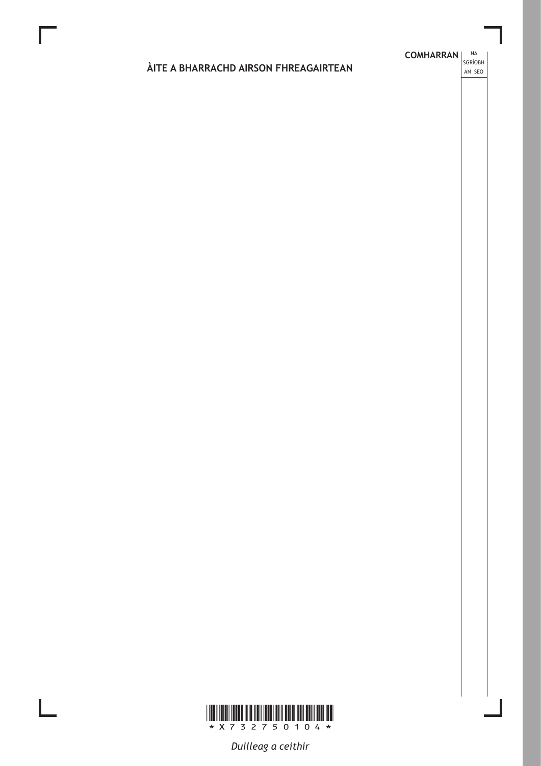## ÀITE A BHARRACHD AIRSON FHREAGAIRTEAN

COMHARRAN | NA SGRÌOBH AN SEO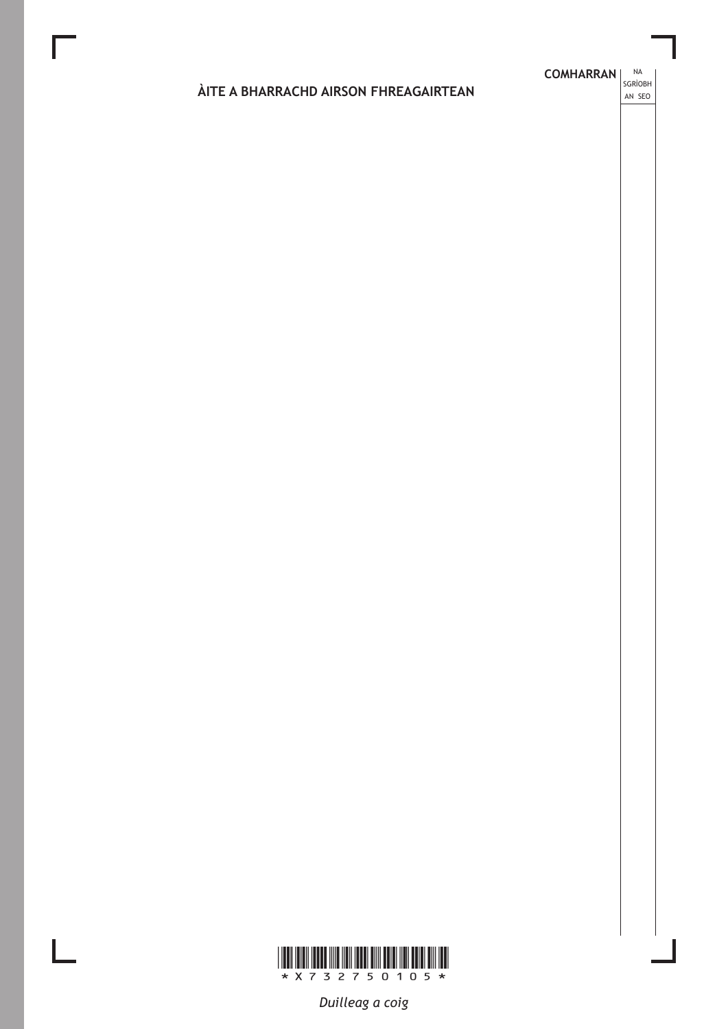## ÀITE A BHARRACHD AIRSON FHREAGAIRTEAN

COMHARRAN | NA SGRÌOBH AN SEO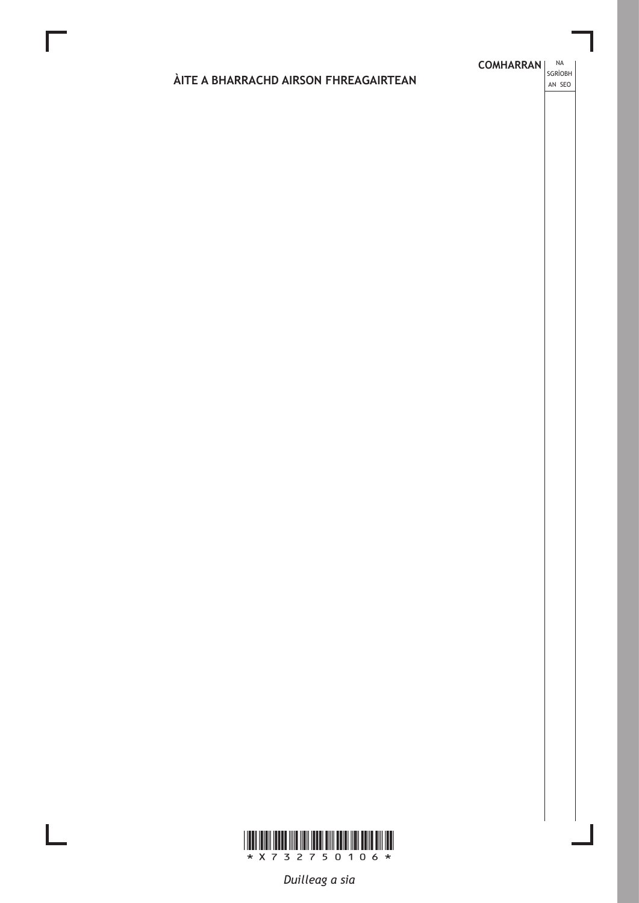## ÀITE A BHARRACHD AIRSON FHREAGAIRTEAN

COMHARRAN | NA SGRÌOBH AN SEO

*Duilleag a sia*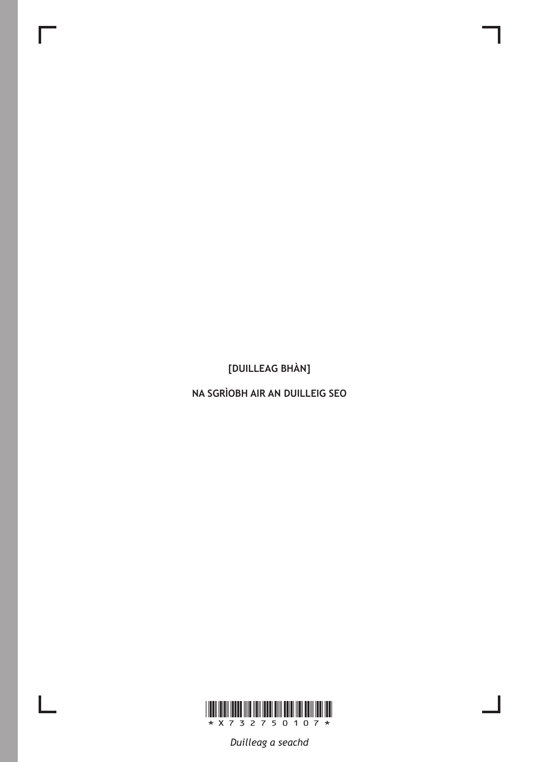[DUILLEAG BHÀN]

NA SGRÌOBH AIR AN DUILLEIG SEO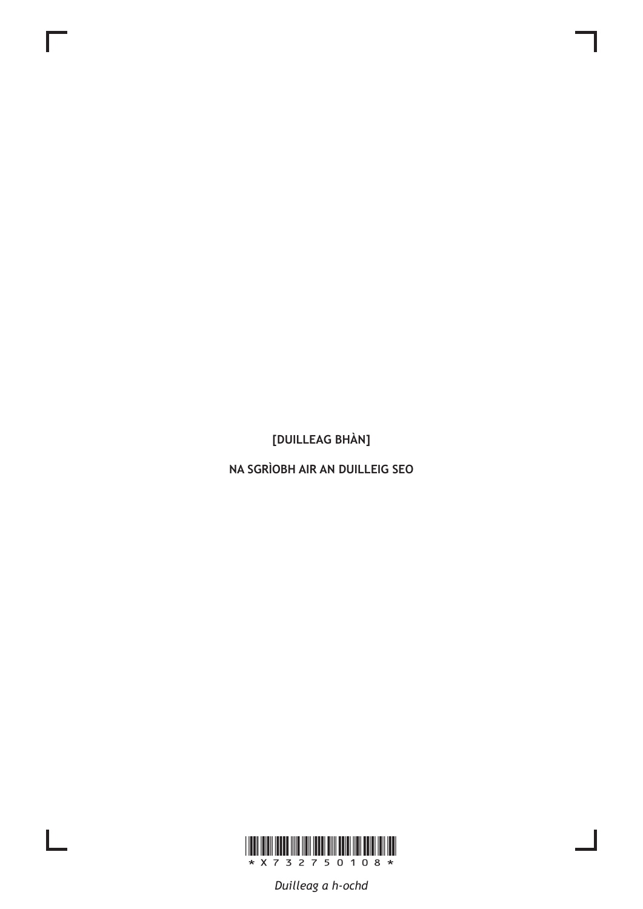[DUILLEAG BHÀN]

NA SGRÌOBH AIR AN DUILLEIG SEO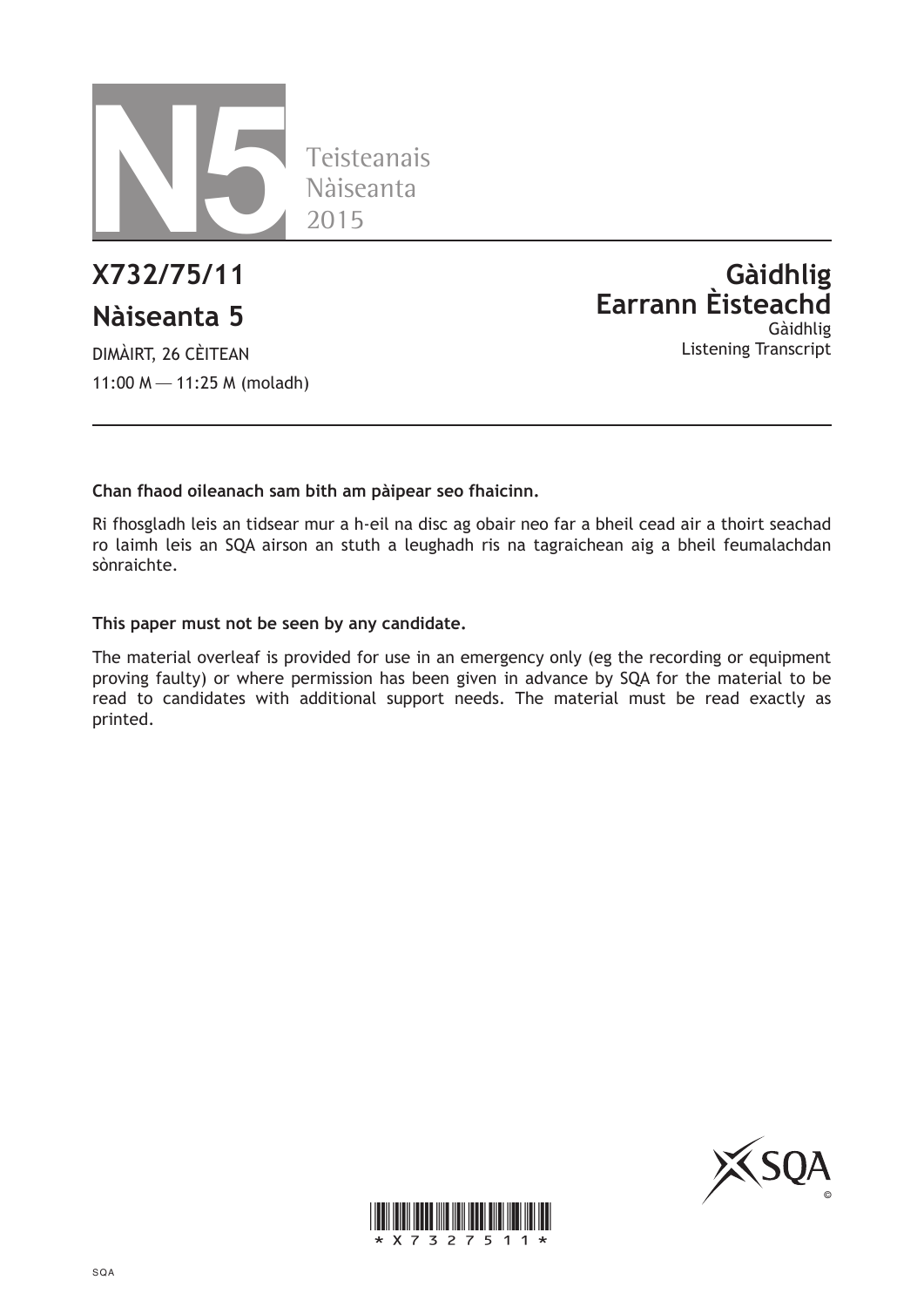N5 Teisteanais Nàiseanta 2015

# X732/75/11

## Nàiseanta 5

DIMÀIRT, 26 CÈITEAN

11:00 M — 11:25 M (moladh)

# Gàidhlig Earrann Èisteachd

Gàidhlig Listening Transcript

**Chan fhaod oileanach sam bith am pàipear seo fhaicinn.**

Ri fhosgladh leis an tidsear mur a h-eil na disc ag obair neo far a bheil cead air a thoirt seachad ro laimh leis an SQA airson an stuth a leughadh ris na tagraichean aig a bheil feumalachdan sònraichte.

**This paper must not be seen by any candidate.**

The material overleaf is provided for use in an emergency only (eg the recording or equipment proving faulty) or where permission has been given in advance by SQA for the material to be read to candidates with additional support needs. The material must be read exactly as printed.

*X7327511*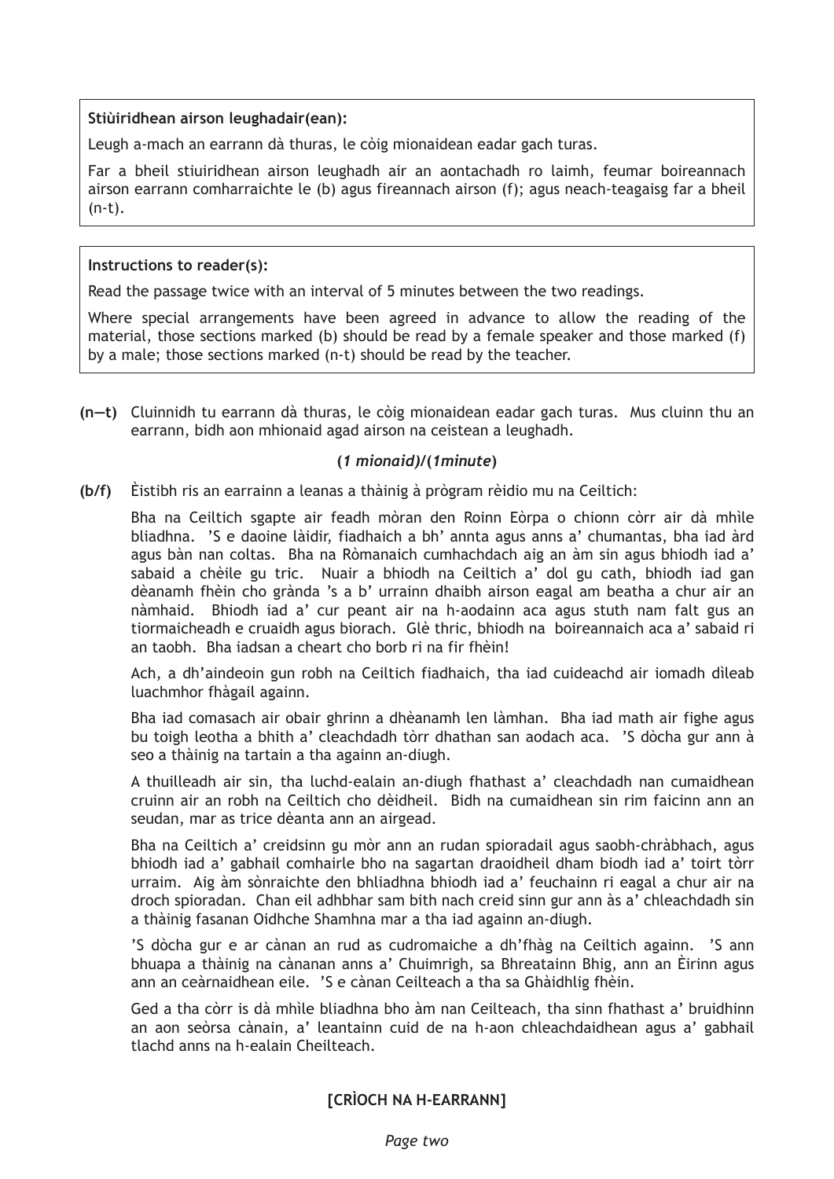**Stiùiridhean airson leughadair(ean):**

Leugh a-mach an earrann dà thuras, le còig mionaidean eadar gach turas.

Far a bheil stiuiridhean airson leughadh air an aontachadh ro laimh, feumar boireannach airson earrann comharraichte le (b) agus fireannach airson (f); agus neach-teagaisg far a bheil (n-t).

**Instructions to reader(s):**

Read the passage twice with an interval of 5 minutes between the two readings.

Where special arrangements have been agreed in advance to allow the reading of the material, those sections marked (b) should be read by a female speaker and those marked (f) by a male; those sections marked (n-t) should be read by the teacher.

**(n—t)** Cluinnidh tu earrann dà thuras, le còig mionaidean eadar gach turas. Mus cluinn thu an earrann, bidh aon mhionaid agad airson na ceistean a leughadh.

**(*1 mionaid*)/(*1minute*)**

**(b/f)** Èistibh ris an earrainn a leanas a thàinig à prògram rèidio mu na Ceiltich:

Bha na Ceiltich sgapte air feadh mòran den Roinn Eòrpa o chionn còrr air dà mhìle bliadhna. 'S e daoine làidir, fiadhaich a bh' annta agus anns a' chumantas, bha iad àrd agus bàn nan coltas. Bha na Ròmanaich cumhachdach aig an àm sin agus bhiodh iad a' sabaid a chèile gu tric. Nuair a bhiodh na Ceiltich a' dol gu cath, bhiodh iad gan dèanamh fhèin cho grànda 's a b' urrainn dhaibh airson eagal am beatha a chur air an nàmhaid. Bhiodh iad a' cur peant air na h-aodainn aca agus stuth nam falt gus an tiormaicheadh e cruaidh agus biorach. Glè thric, bhiodh na boireannaich aca a' sabaid ri an taobh. Bha iadsan a cheart cho borb ri na fir fhèin!

Ach, a dh'aindeoin gun robh na Ceiltich fiadhaich, tha iad cuideachd air iomadh dìleab luachmhor fhàgail againn.

Bha iad comasach air obair ghrinn a dhèanamh len làmhan. Bha iad math air fighe agus bu toigh leotha a bhith a' cleachdadh tòrr dhathan san aodach aca. 'S dòcha gur ann à seo a thàinig na tartain a tha againn an-diugh.

A thuilleadh air sin, tha luchd-ealain an-diugh fhathast a' cleachdadh nan cumaidhean cruinn air an robh na Ceiltich cho dèidheil. Bidh na cumaidhean sin rim faicinn ann an seudan, mar as trice dèanta ann an airgead.

Bha na Ceiltich a' creidsinn gu mòr ann an rudan spioradail agus saobh-chràbhach, agus bhiodh iad a' gabhail comhairle bho na sagartan draoidheil dham biodh iad a' toirt tòrr urraim. Aig àm sònraichte den bhliadhna bhiodh iad a' feuchainn ri eagal a chur air na droch spioradan. Chan eil adhbhar sam bith nach creid sinn gur ann às a' chleachdadh sin a thàinig fasanan Oidhche Shamhna mar a tha iad againn an-diugh.

'S dòcha gur e ar cànan an rud as cudromaiche a dh'fhàg na Ceiltich againn. 'S ann bhuapa a thàinig na cànanan anns a' Chuimrigh, sa Bhreatainn Bhig, ann an Èirinn agus ann an ceàrnaidhean eile. 'S e cànan Ceilteach a tha sa Ghàidhlig fhèin.

Ged a tha còrr is dà mhìle bliadhna bho àm nan Ceilteach, tha sinn fhathast a' bruidhinn an aon seòrsa cànain, a' leantainn cuid de na h-aon chleachdaidhean agus a' gabhail tlachd anns na h-ealain Cheilteach.

**[CRÌOCH NA H-EARRANN]**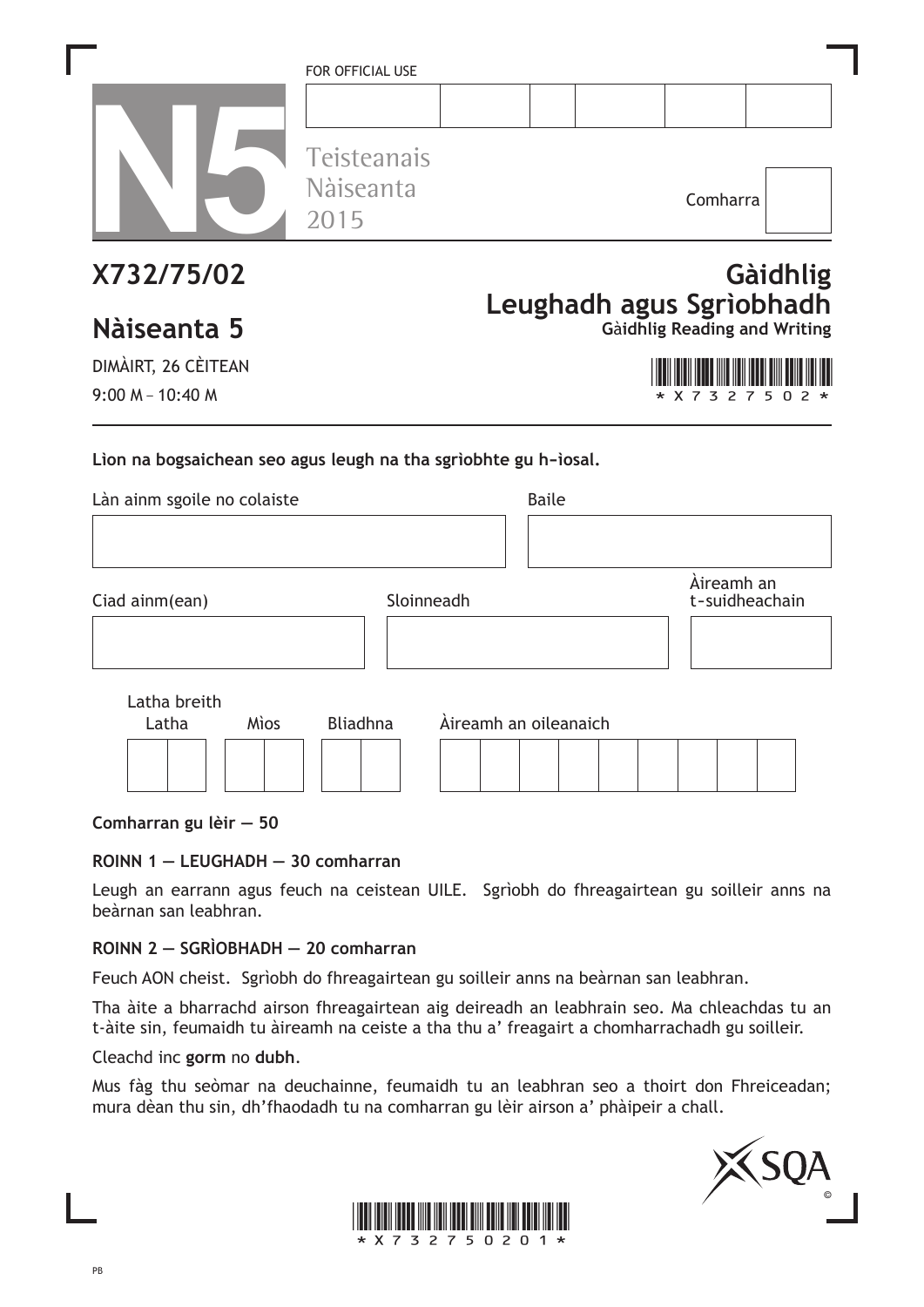FOR OFFICIAL USE

N5

Teisteanais Nàiseanta 2015

Comharra

# X732/75/02

# Nàiseanta 5

# Gàidhlig Leughadh agus Sgrìobhadh

**Gàidhlig Reading and Writing**

DIMÀIRT, 26 CÈITEAN

9:00 M – 10:40 M

\* X 7 3 2 7 5 0 2 \*

**Lìon na bogsaichean seo agus leugh na tha sgrìobhte gu h-ìosal.**

| Làn ainm sgoile no colaiste | Baile |
|---|---|
| | |

| Ciad ainm(ean) | Sloinneadh | Àireamh an t-suidheachain |
|---|---|---|
| | | |

| Latha breith: Latha | Mìos | Bliadhna | Àireamh an oileanaich |
|---|---|---|---|
| | | | |

**Comharran gu lèir — 50**

**ROINN 1 — LEUGHADH — 30 comharran**

Leugh an earrann agus feuch na ceistean UILE. Sgrìobh do fhreagairtean gu soilleir anns na beàrnan san leabhran.

**ROINN 2 — SGRÌOBHADH — 20 comharran**

Feuch AON cheist. Sgrìobh do fhreagairtean gu soilleir anns na beàrnan san leabhran.

Tha àite a bharrachd airson fhreagairtean aig deireadh an leabhrain seo. Ma chleachdas tu an t-àite sin, feumaidh tu àireamh na ceiste a tha thu a' freagairt a chomharrachadh gu soilleir.

Cleachd inc **gorm** no **dubh**.

Mus fàg thu seòmar na deuchainne, feumaidh tu an leabhran seo a thoirt don Fhreiceadan; mura dèan thu sin, dh'fhaodadh tu na comharran gu lèir airson a' phàipeir a chall.

SQA ©

\* X 7 3 2 7 5 0 2 0 1 \*

PB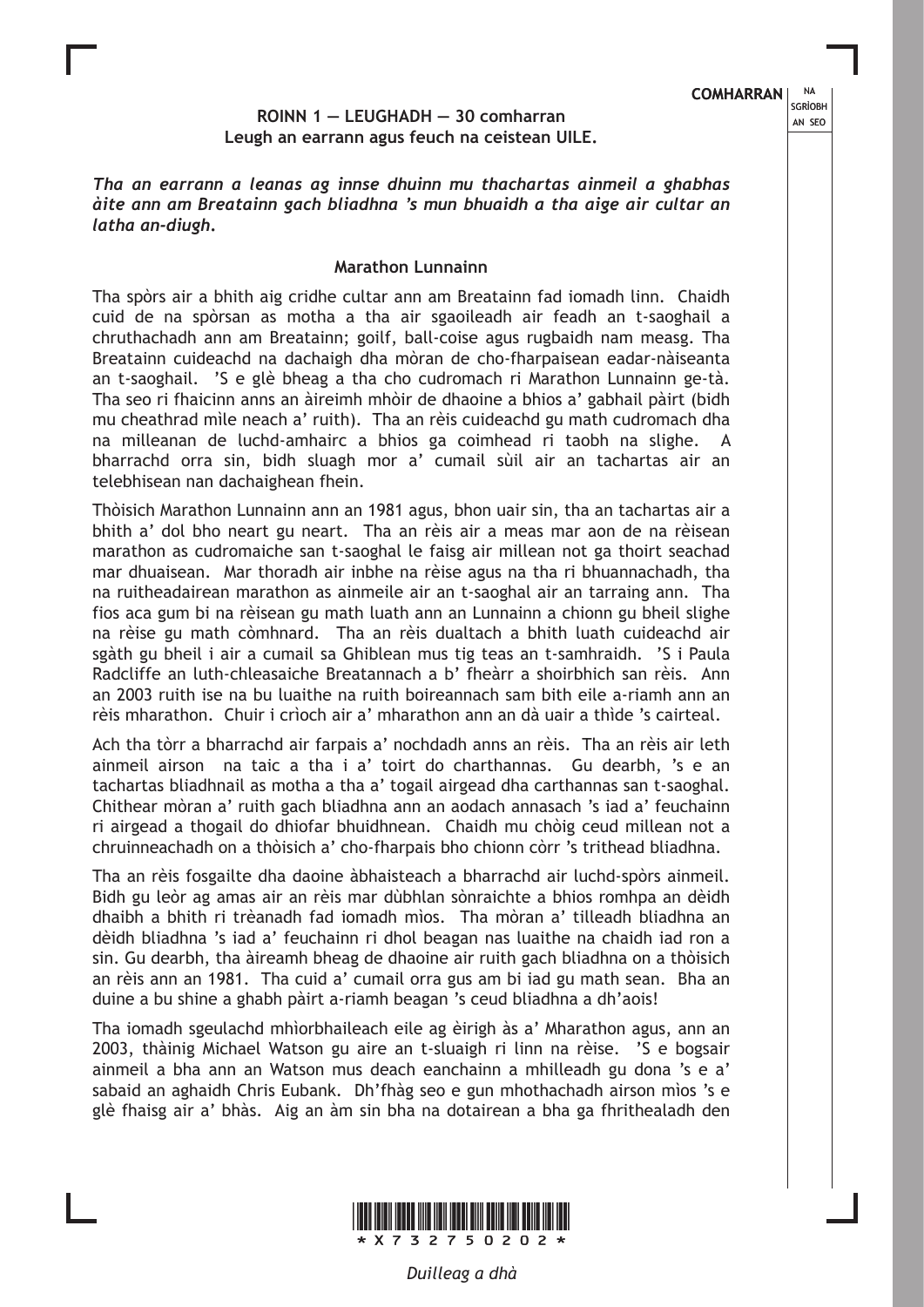## ROINN 1 — LEUGHADH — 30 comharran

**Leugh an earrann agus feuch na ceistean UILE.**

***Tha an earrann a leanas ag innse dhuinn mu thachartas ainmeil a ghabhas àite ann am Breatainn gach bliadhna 's mun bhuaidh a tha aige air cultar an latha an-diugh.***

### Marathon Lunnainn

Tha spòrs air a bhith aig cridhe cultar ann am Breatainn fad iomadh linn. Chaidh cuid de na spòrsan as motha a tha air sgaoileadh air feadh an t-saoghail a chruthachadh ann am Breatainn; goilf, ball-coise agus rugbaidh nam measg. Tha Breatainn cuideachd na dachaigh dha mòran de cho-fharpaisean eadar-nàiseanta an t-saoghail. 'S e glè bheag a tha cho cudromach ri Marathon Lunnainn ge-tà. Tha seo ri fhaicinn anns an àireimh mhòir de dhaoine a bhios a' gabhail pàirt (bidh mu cheathrad mìle neach a' ruith). Tha an rèis cuideachd gu math cudromach dha na milleanan de luchd-amhairc a bhios ga coimhead ri taobh na slighe. A bharrachd orra sin, bidh sluagh mor a' cumail sùil air an tachartas air an telebhisean nan dachaighean fhein.

Thòisich Marathon Lunnainn ann an 1981 agus, bhon uair sin, tha an tachartas air a bhith a' dol bho neart gu neart. Tha an rèis air a meas mar aon de na rèisean marathon as cudromaiche san t-saoghal le faisg air millean not ga thoirt seachad mar dhuaisean. Mar thoradh air inbhe na rèise agus na tha ri bhuannachadh, tha na ruitheadairean marathon as ainmeile air an t-saoghal air an tarraing ann. Tha fios aca gum bi na rèisean gu math luath ann an Lunnainn a chionn gu bheil slighe na rèise gu math còmhnard. Tha an rèis dualtach a bhith luath cuideachd air sgàth gu bheil i air a cumail sa Ghiblean mus tig teas an t-samhraidh. 'S i Paula Radcliffe an luth-chleasaiche Breatannach a b' fheàrr a shoirbhich san rèis. Ann an 2003 ruith ise na bu luaithe na ruith boireannach sam bith eile a-riamh ann an rèis mharathon. Chuir i crìoch air a' mharathon ann an dà uair a thìde 's cairteal.

Ach tha tòrr a bharrachd air farpais a' nochdadh anns an rèis. Tha an rèis air leth ainmeil airson na taic a tha i a' toirt do charthannas. Gu dearbh, 's e an tachartas bliadhnail as motha a tha a' togail airgead dha carthannas san t-saoghal. Chithear mòran a' ruith gach bliadhna ann an aodach annasach 's iad a' feuchainn ri airgead a thogail do dhiofar bhuidhnean. Chaidh mu chòig ceud millean not a chruinneachadh on a thòisich a' cho-fharpais bho chionn còrr 's trithead bliadhna.

Tha an rèis fosgailte dha daoine àbhaisteach a bharrachd air luchd-spòrs ainmeil. Bidh gu leòr ag amas air an rèis mar dùbhlan sònraichte a bhios romhpa an dèidh dhaibh a bhith ri trèanadh fad iomadh mìos. Tha mòran a' tilleadh bliadhna an dèidh bliadhna 's iad a' feuchainn ri dhol beagan nas luaithe na chaidh iad ron a sin. Gu dearbh, tha àireamh bheag de dhaoine air ruith gach bliadhna on a thòisich an rèis ann an 1981. Tha cuid a' cumail orra gus am bi iad gu math sean. Bha an duine a bu shine a ghabh pàirt a-riamh beagan 's ceud bliadhna a dh'aois!

Tha iomadh sgeulachd mhìorbhaileach eile ag èirigh às a' Mharathon agus, ann an 2003, thàinig Michael Watson gu aire an t-sluaigh ri linn na rèise. 'S e bogsair ainmeil a bha ann an Watson mus deach eanchainn a mhilleadh gu dona 's e a' sabaid an aghaidh Chris Eubank. Dh'fhàg seo e gun mhothachadh airson mìos 's e glè fhaisg air a' bhàs. Aig an àm sin bha na dotairean a bha ga fhrithealadh den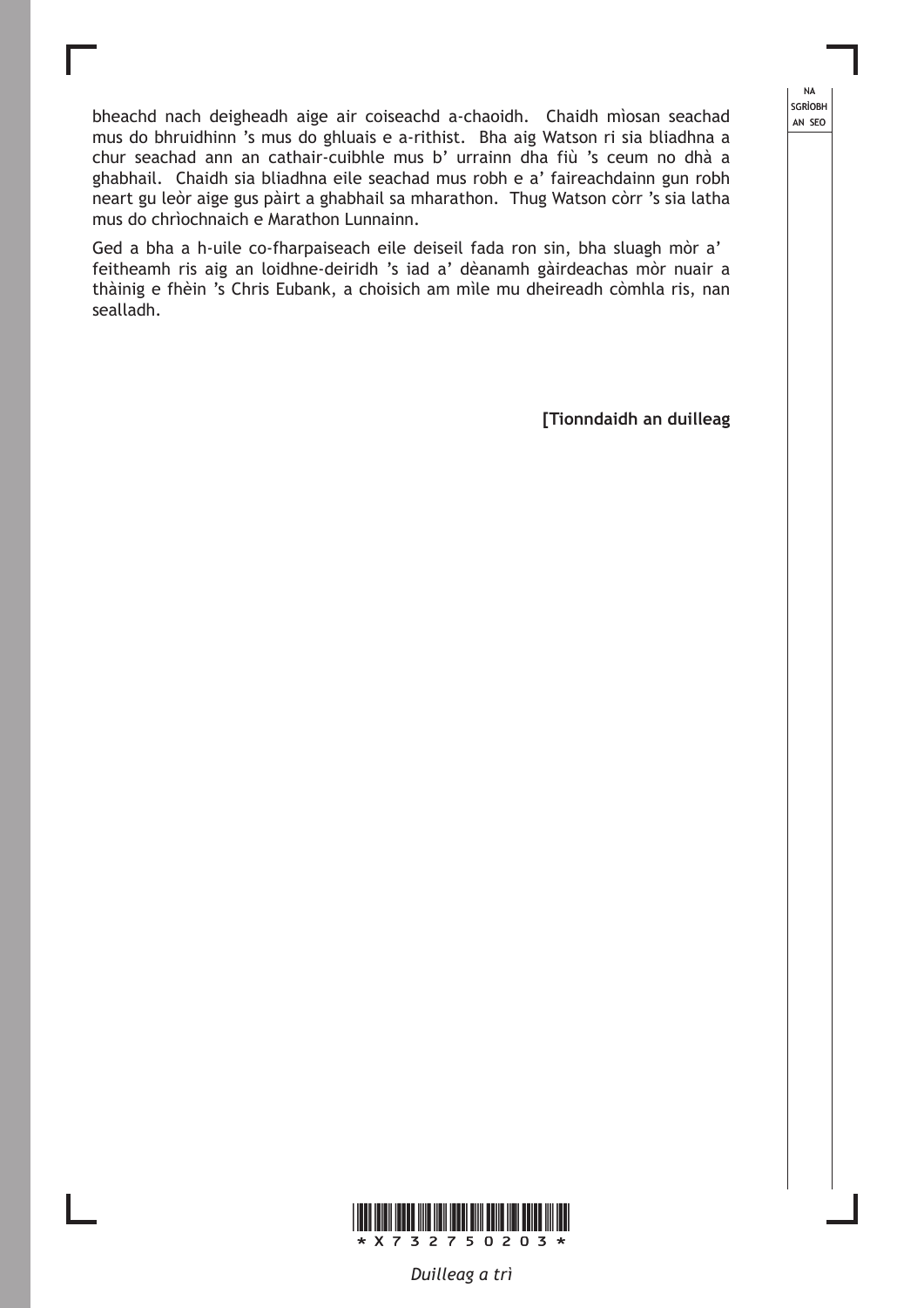bheachd nach deigheadh aige air coiseachd a-chaoidh. Chaidh mìosan seachad mus do bhruidhinn ’s mus do ghluais e a-rithist. Bha aig Watson ri sia bliadhna a chur seachad ann an cathair-cuibhle mus b’ urrainn dha fiù ’s ceum no dhà a ghabhail. Chaidh sia bliadhna eile seachad mus robh e a’ faireachdainn gun robh neart gu leòr aige gus pàirt a ghabhail sa mharathon. Thug Watson còrr ’s sia latha mus do chrìochnaich e Marathon Lunnainn.

Ged a bha a h-uile co-fharpaiseach eile deiseil fada ron sin, bha sluagh mòr a’ feitheamh ris aig an loidhne-deiridh ’s iad a’ dèanamh gàirdeachas mòr nuair a thàinig e fhèin ’s Chris Eubank, a choisich am mìle mu dheireadh còmhla ris, nan sealladh.

**[Tionndaidh an duilleag**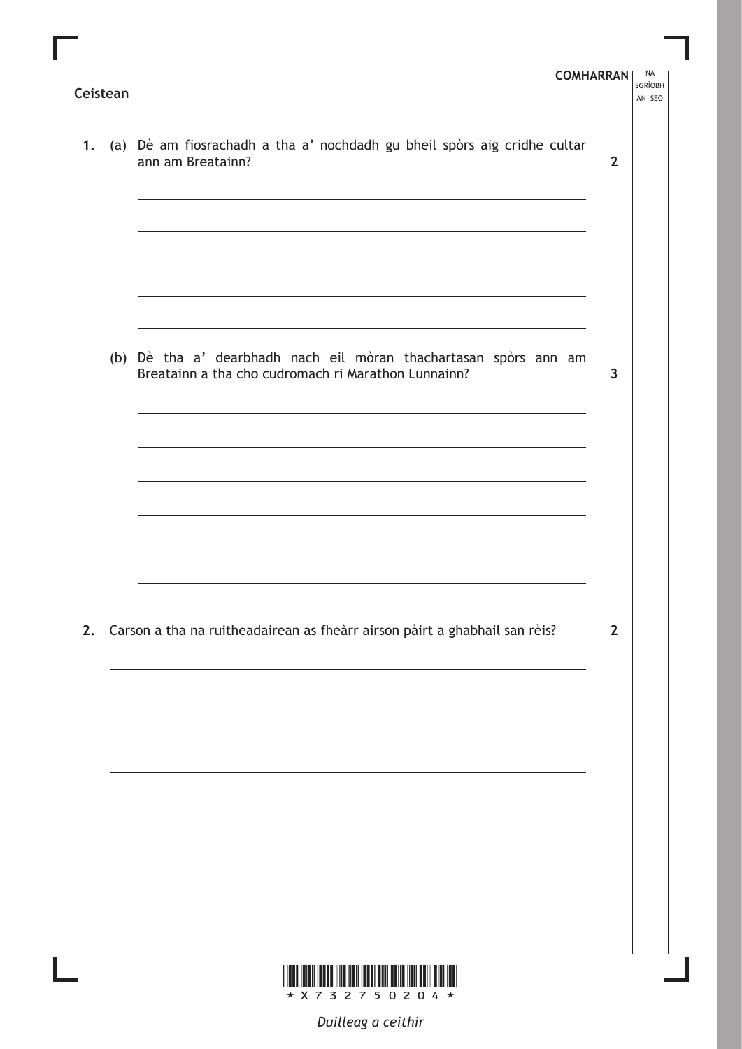**Ceistean**

**COMHARRAN** | NA SGRÌOBH AN SEO

**1.** (a) Dè am fiosrachadh a tha a' nochdadh gu bheil spòrs aig cridhe cultar ann am Breatainn? **2**

(b) Dè tha a' dearbhadh nach eil mòran thachartasan spòrs ann am Breatainn a tha cho cudromach ri Marathon Lunnainn? **3**

**2.** Carson a tha na ruitheadairean as fheàrr airson pàirt a ghabhail san rèis? **2**

\*X732750204\*

*Duilleag a ceithir*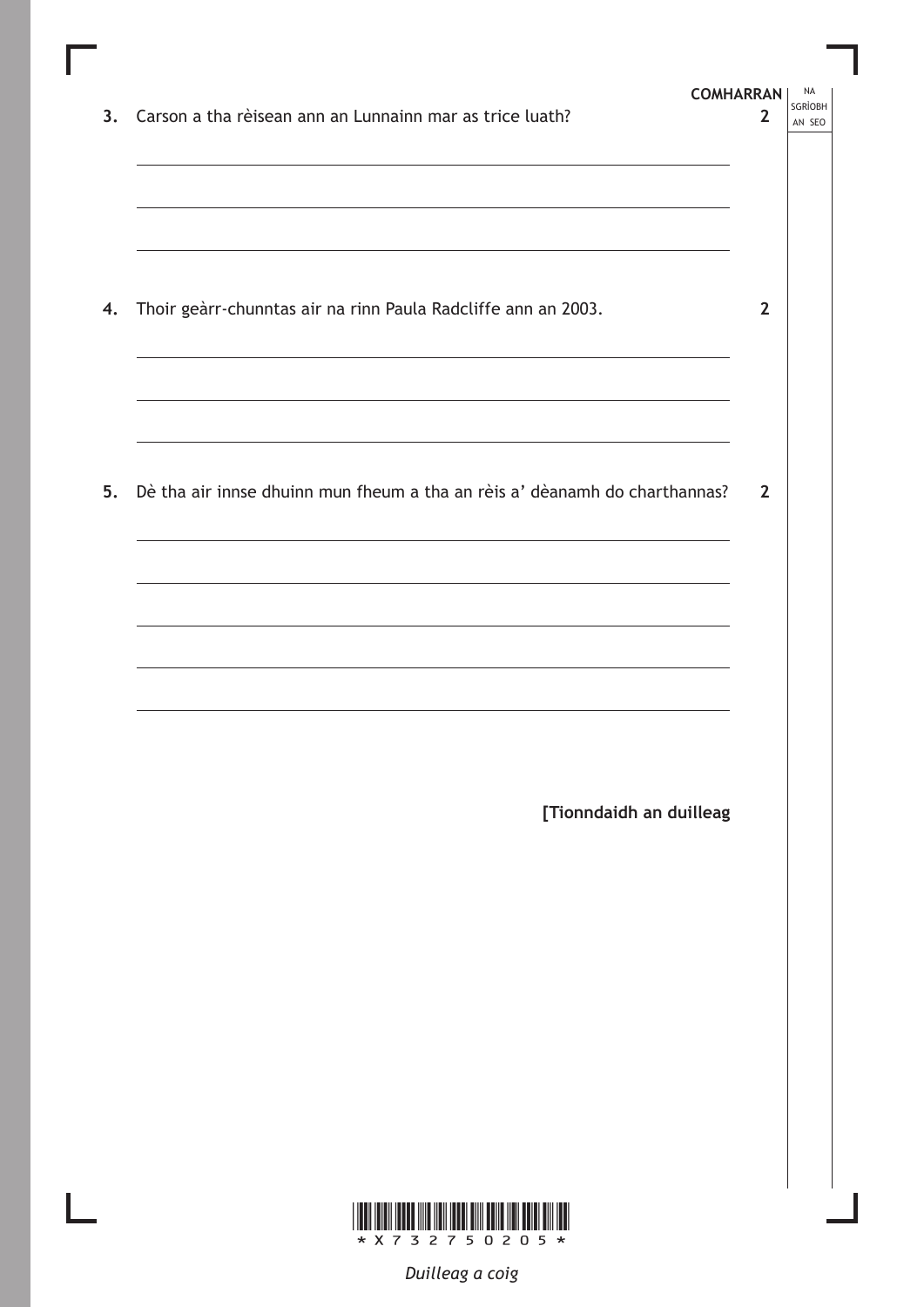**COMHARRAN**

3. Carson a tha rèisean ann an Lunnainn mar as trice luath? **2**

4. Thoir geàrr-chunntas air na rinn Paula Radcliffe ann an 2003. **2**

5. Dè tha air innse dhuinn mun fheum a tha an rèis a' dèanamh do charthannas? **2**

**[Tionndaidh an duilleag**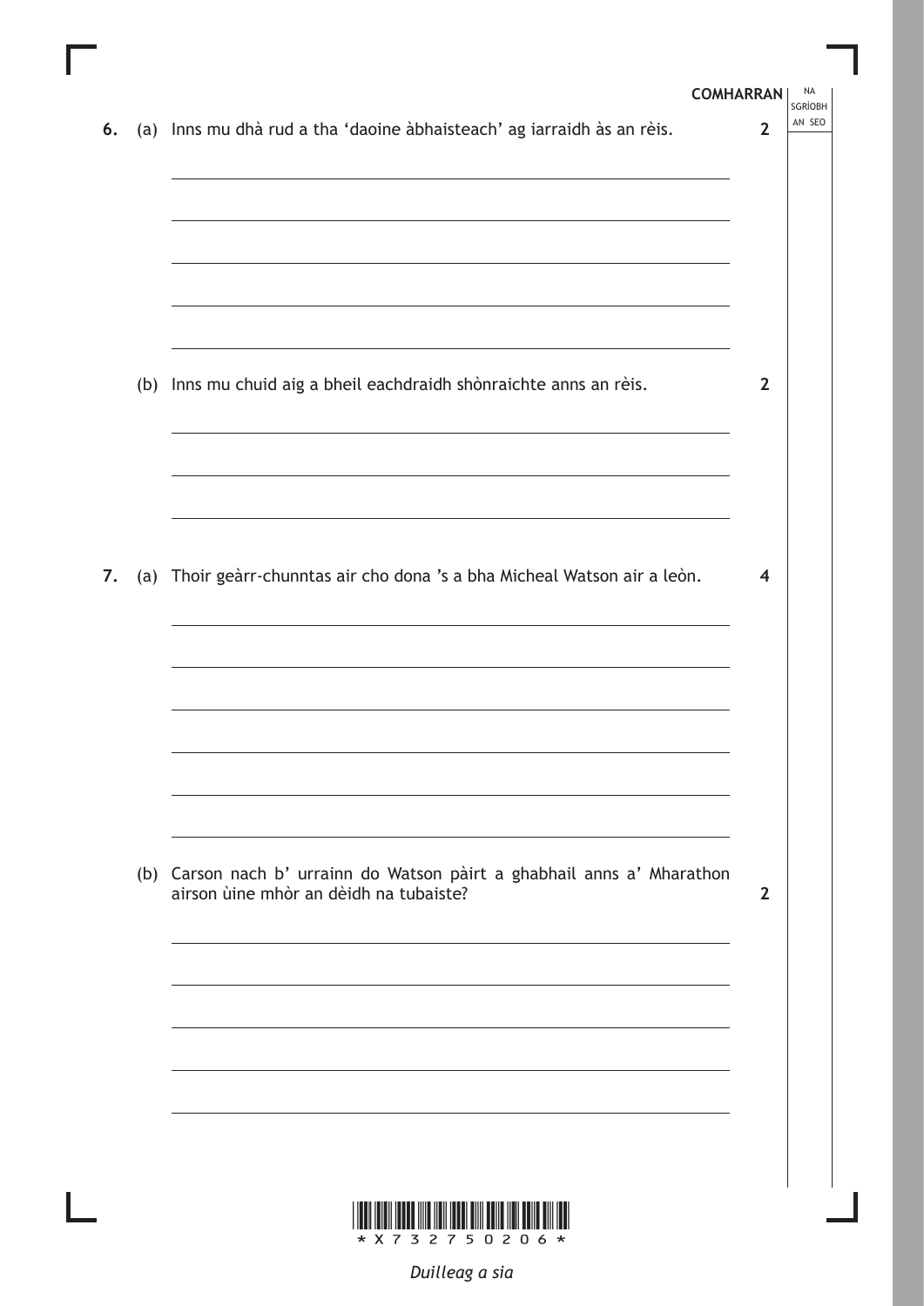**COMHARRAN**

NA SGRÌOBH AN SEO

**6.** (a) Inns mu dhà rud a tha 'daoine àbhaisteach' ag iarraidh às an rèis. **2**

(b) Inns mu chuid aig a bheil eachdraidh shònraichte anns an rèis. **2**

**7.** (a) Thoir geàrr-chunntas air cho dona 's a bha Micheal Watson air a leòn. **4**

(b) Carson nach b' urrainn do Watson pàirt a ghabhail anns a' Mharathon airson ùine mhòr an dèidh na tubaiste? **2**

*Duilleag a sia*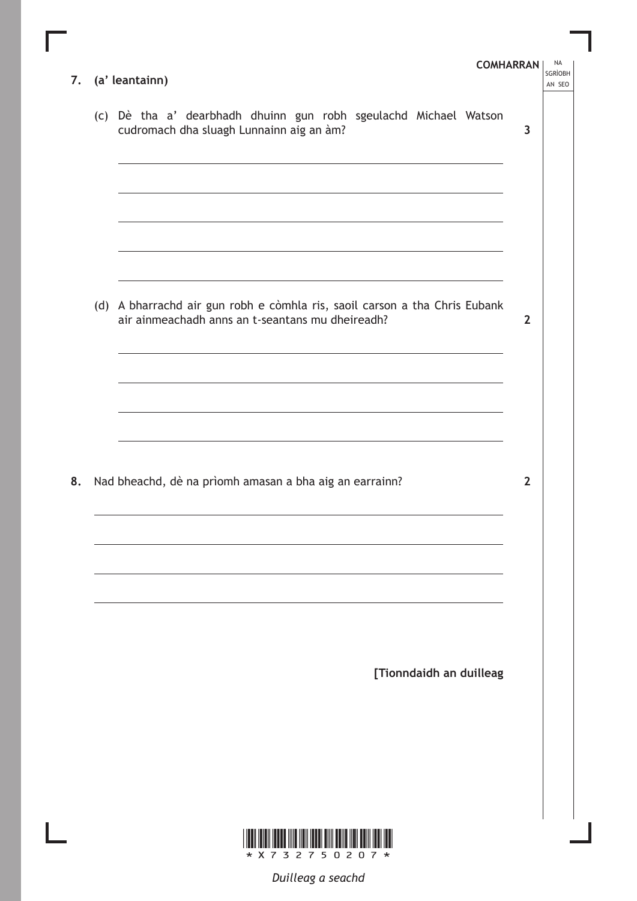**7. (a' leantainn)**

(c) Dè tha a' dearbhadh dhuinn gun robh sgeulachd Michael Watson cudromach dha sluagh Lunnainn aig an àm? **3**

(d) A bharrachd air gun robh e còmhla ris, saoil carson a tha Chris Eubank air ainmeachadh anns an t-seantans mu dheireadh? **2**

**8.** Nad bheachd, dè na prìomh amasan a bha aig an earrainn? **2**

**[Tionndaidh an duilleag**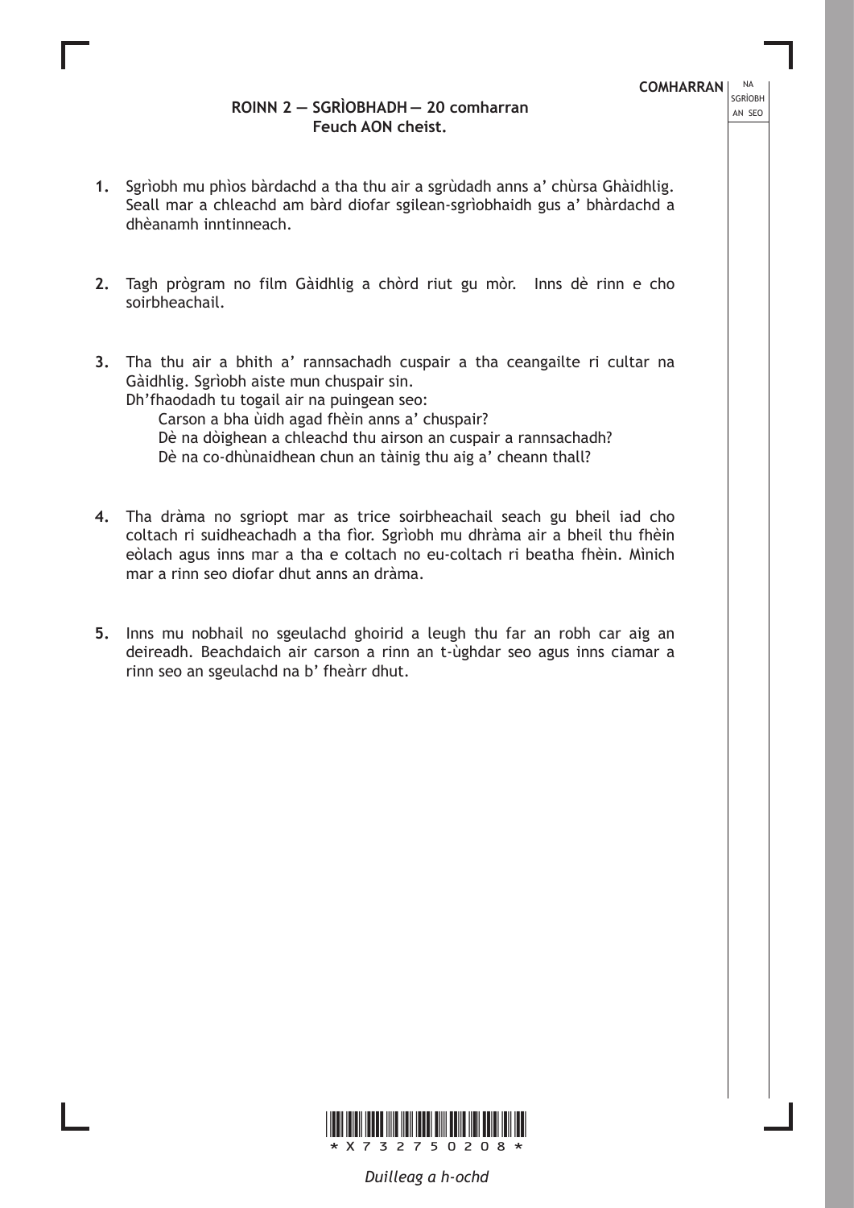## ROINN 2 — SGRÌOBHADH — 20 comharran
**Feuch AON cheist.**

1. Sgrìobh mu phìos bàrdachd a tha thu air a sgrùdadh anns a' chùrsa Ghàidhlig. Seall mar a chleachd am bàrd diofar sgilean-sgrìobhaidh gus a' bhàrdachd a dhèanamh inntinneach.

2. Tagh prògram no film Gàidhlig a chòrd riut gu mòr. Inns dè rinn e cho soirbheachail.

3. Tha thu air a bhith a' rannsachadh cuspair a tha ceangailte ri cultar na Gàidhlig. Sgrìobh aiste mun chuspair sin.
   Dh'fhaodadh tu togail air na puingean seo:
   - Carson a bha ùidh agad fhèin anns a' chuspair?
   - Dè na dòighean a chleachd thu airson an cuspair a rannsachadh?
   - Dè na co-dhùnaidhean chun an tàinig thu aig a' cheann thall?

4. Tha dràma no sgriopt mar as trice soirbheachail seach gu bheil iad cho coltach ri suidheachadh a tha fìor. Sgrìobh mu dhràma air a bheil thu fhèin eòlach agus inns mar a tha e coltach no eu-coltach ri beatha fhèin. Mìnich mar a rinn seo diofar dhut anns an dràma.

5. Inns mu nobhail no sgeulachd ghoirid a leugh thu far an robh car aig an deireadh. Beachdaich air carson a rinn an t-ùghdar seo agus inns ciamar a rinn seo an sgeulachd na b' fheàrr dhut.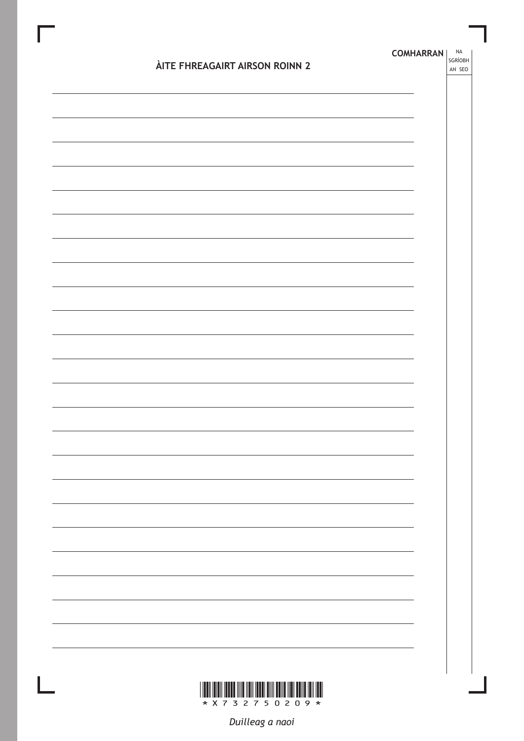## ÀITE FHREAGAIRT AIRSON ROINN 2

COMHARRAN

NA SGRÌOBH AN SEO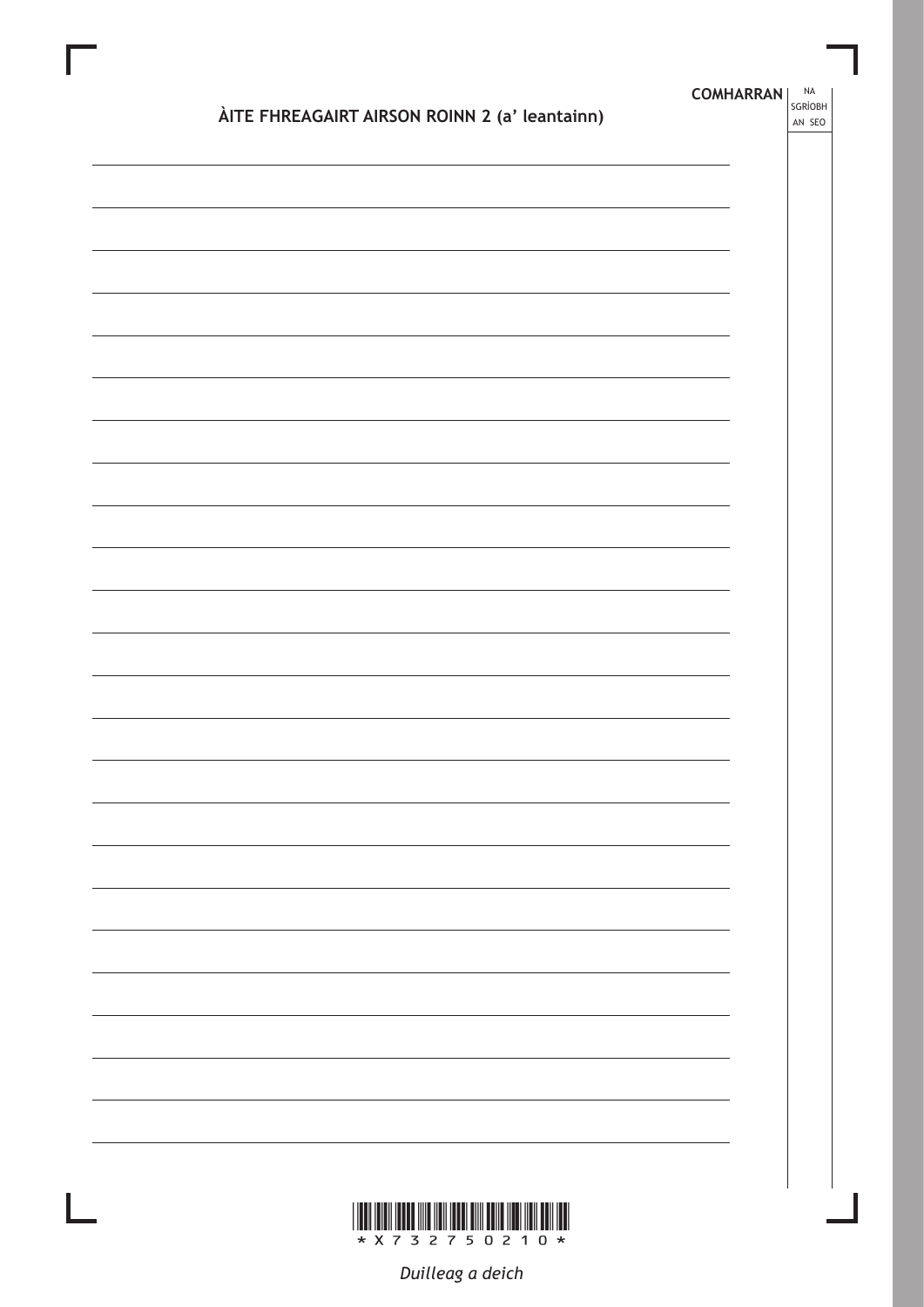## ÀITE FHREAGAIRT AIRSON ROINN 2 (a' leantainn)

COMHARRAN

NA SGRÌOBH AN SEO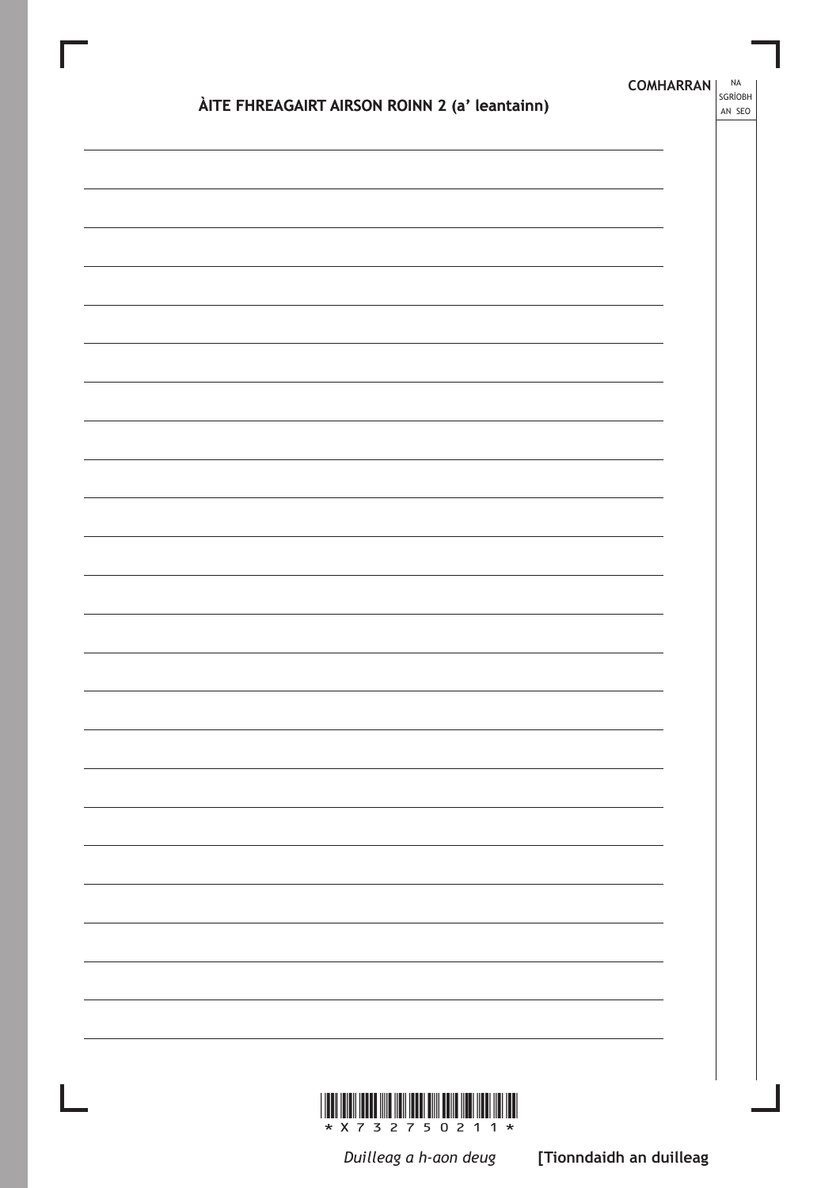## ÀITE FHREAGAIRT AIRSON ROINN 2 (a' leantainn)

COMHARRAN | NA SGRÌOBH AN SEO

[Tionndaidh an duilleag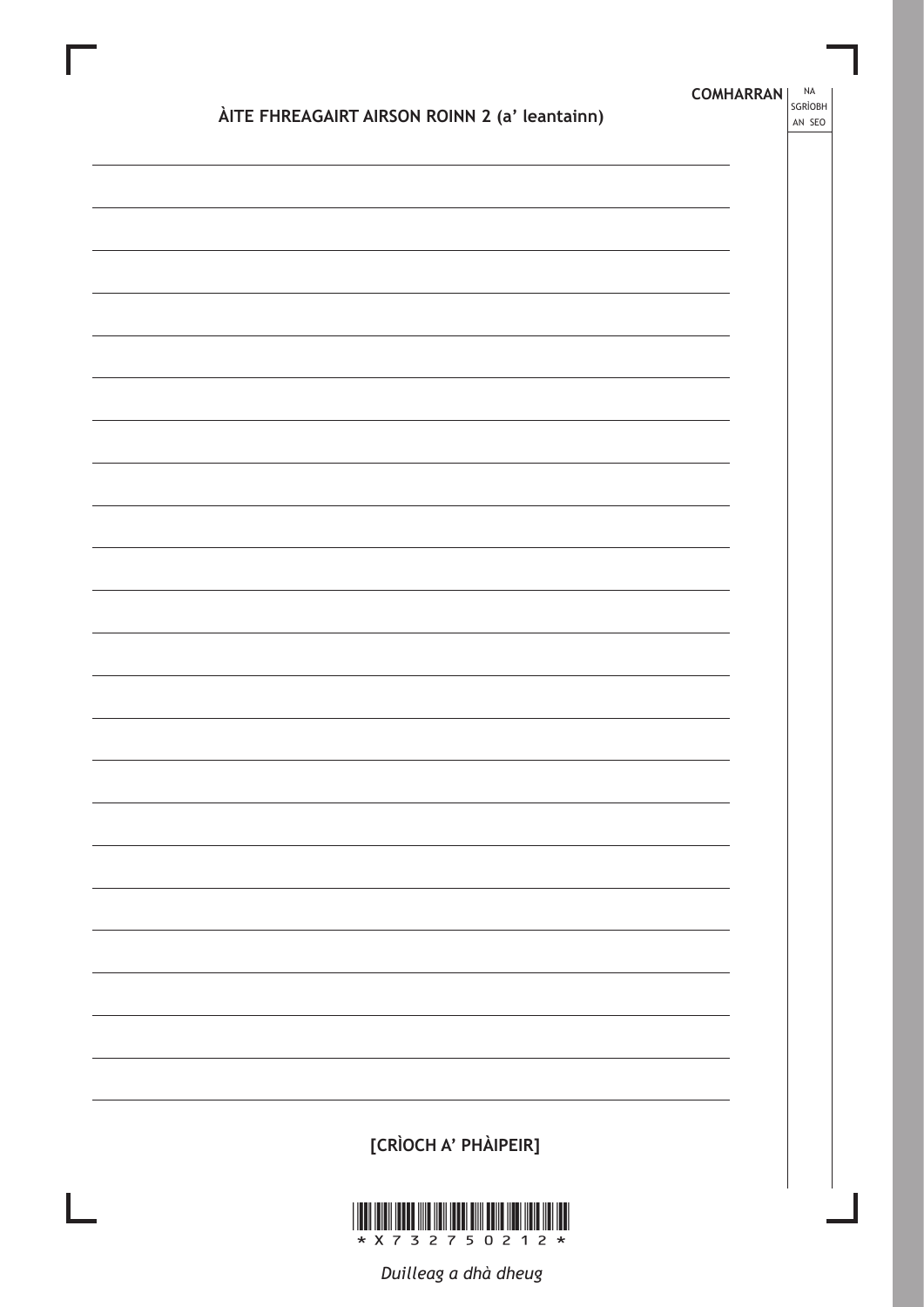## ÀITE FHREAGAIRT AIRSON ROINN 2 (a' leantainn)

**COMHARRAN** | NA SGRÌOBH AN SEO

[CRÌOCH A' PHÀIPEIR]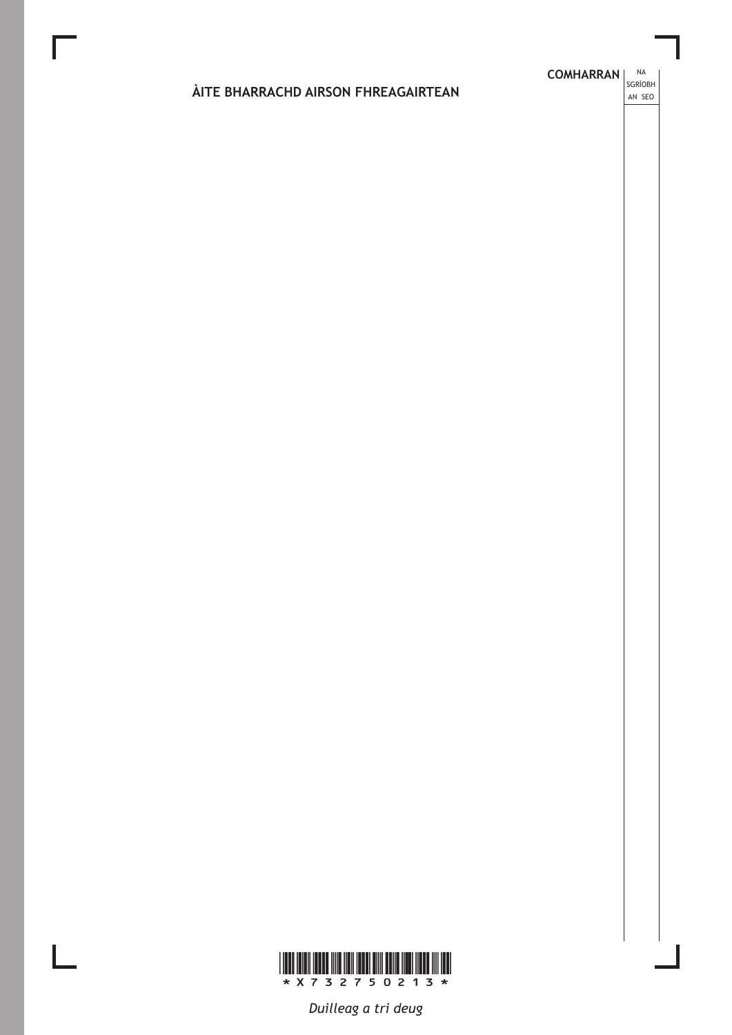## ÀITE BHARRACHD AIRSON FHREAGAIRTEAN

COMHARRAN | NA SGRÌOBH AN SEO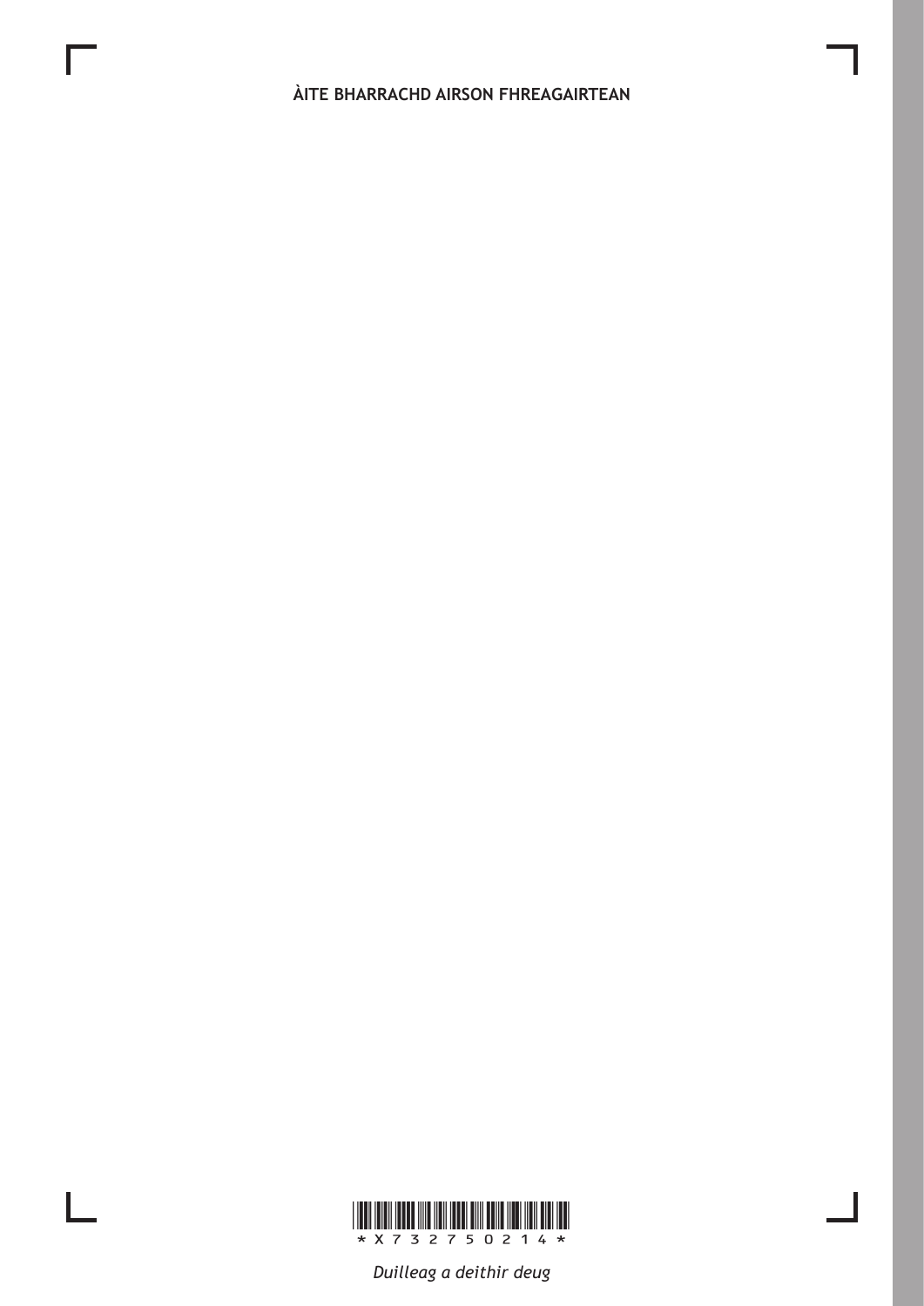## ÀITE BHARRACHD AIRSON FHREAGAIRTEAN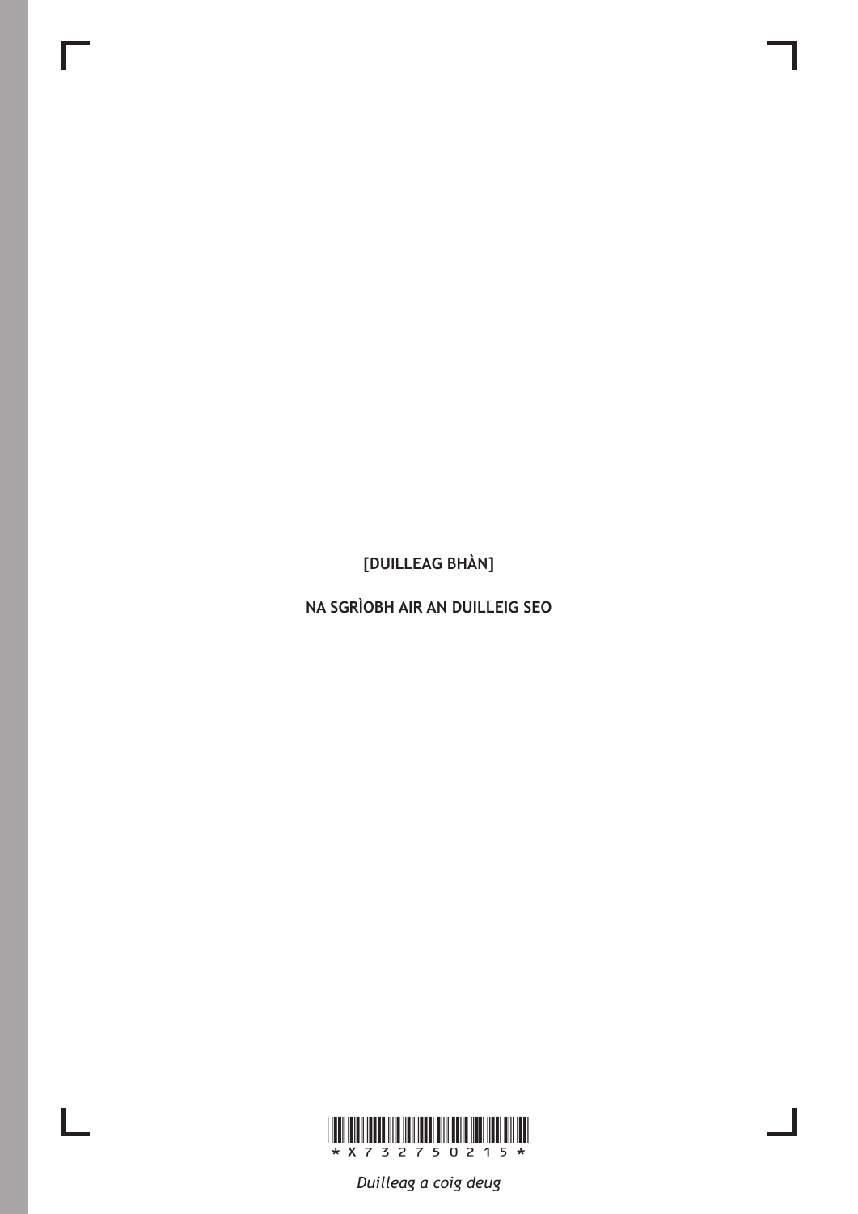[DUILLEAG BHÀN]

NA SGRÌOBH AIR AN DUILLEIG SEO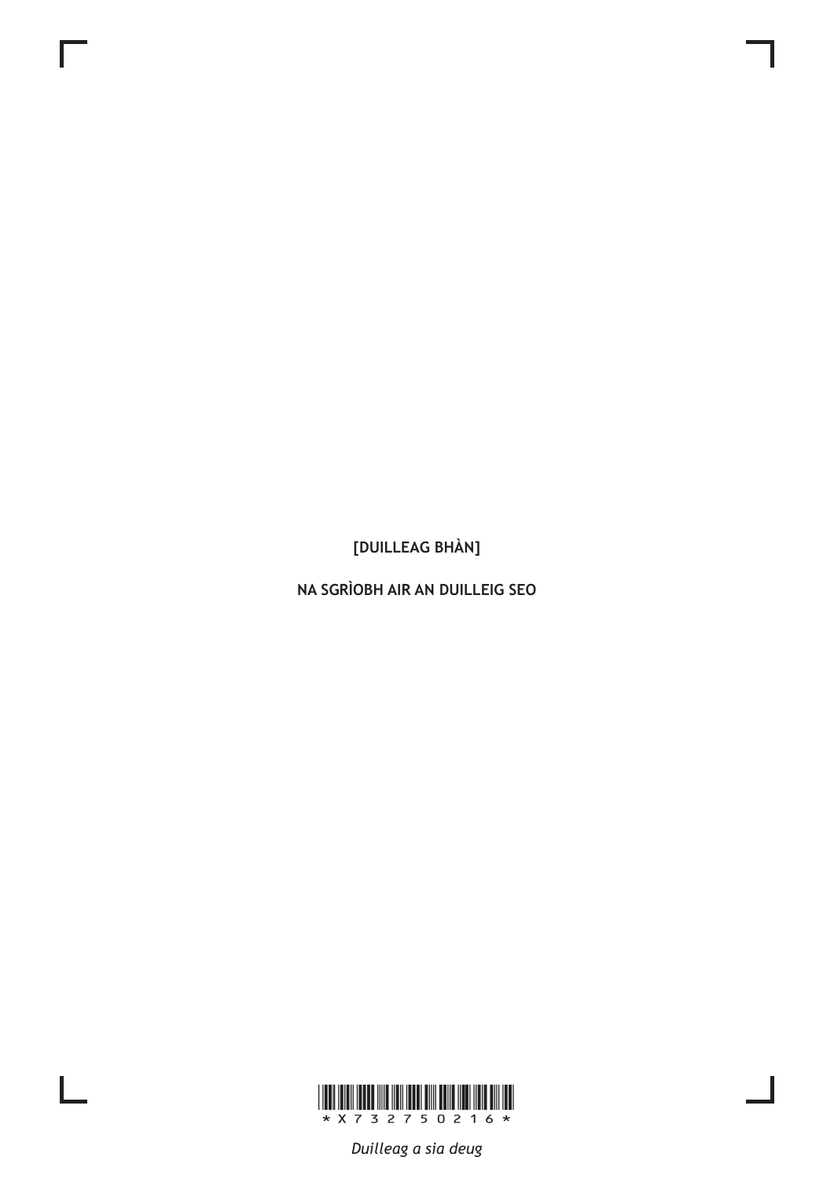[DUILLEAG BHÀN]

NA SGRÌOBH AIR AN DUILLEIG SEO